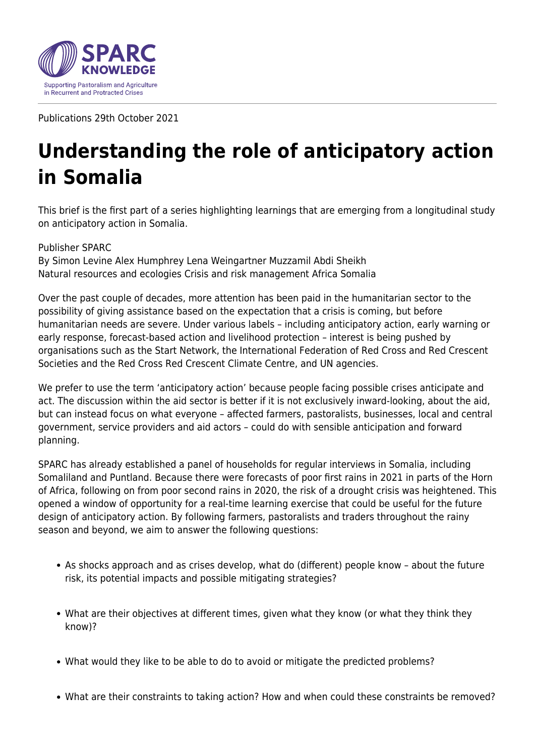SPARC KNOWLEDGE

Supporting Pastoralism and Agriculture in Recurrent and Protracted Crises

Publications 29th October 2021

# Understanding the role of anticipatory action in Somalia

This brief is the first part of a series highlighting learnings that are emerging from a longitudinal study on anticipatory action in Somalia.

Publisher SPARC
By Simon Levine Alex Humphrey Lena Weingartner Muzzamil Abdi Sheikh
Natural resources and ecologies Crisis and risk management Africa Somalia

Over the past couple of decades, more attention has been paid in the humanitarian sector to the possibility of giving assistance based on the expectation that a crisis is coming, but before humanitarian needs are severe. Under various labels – including anticipatory action, early warning or early response, forecast-based action and livelihood protection – interest is being pushed by organisations such as the Start Network, the International Federation of Red Cross and Red Crescent Societies and the Red Cross Red Crescent Climate Centre, and UN agencies.

We prefer to use the term 'anticipatory action' because people facing possible crises anticipate and act. The discussion within the aid sector is better if it is not exclusively inward-looking, about the aid, but can instead focus on what everyone – affected farmers, pastoralists, businesses, local and central government, service providers and aid actors – could do with sensible anticipation and forward planning.

SPARC has already established a panel of households for regular interviews in Somalia, including Somaliland and Puntland. Because there were forecasts of poor first rains in 2021 in parts of the Horn of Africa, following on from poor second rains in 2020, the risk of a drought crisis was heightened. This opened a window of opportunity for a real-time learning exercise that could be useful for the future design of anticipatory action. By following farmers, pastoralists and traders throughout the rainy season and beyond, we aim to answer the following questions:

- As shocks approach and as crises develop, what do (different) people know – about the future risk, its potential impacts and possible mitigating strategies?
- What are their objectives at different times, given what they know (or what they think they know)?
- What would they like to be able to do to avoid or mitigate the predicted problems?
- What are their constraints to taking action? How and when could these constraints be removed?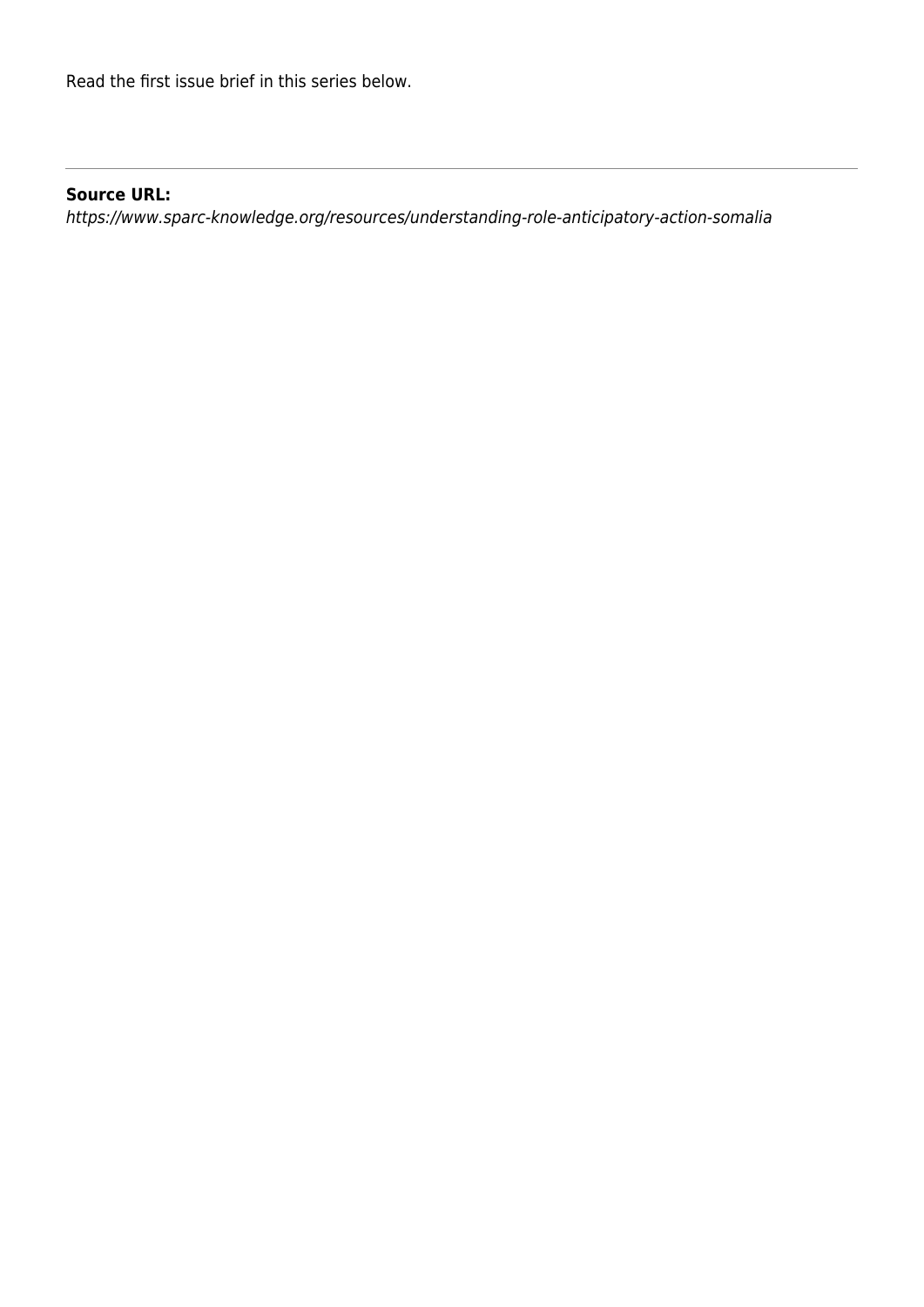Read the first issue brief in this series below.

---

**Source URL:**
*https://www.sparc-knowledge.org/resources/understanding-role-anticipatory-action-somalia*